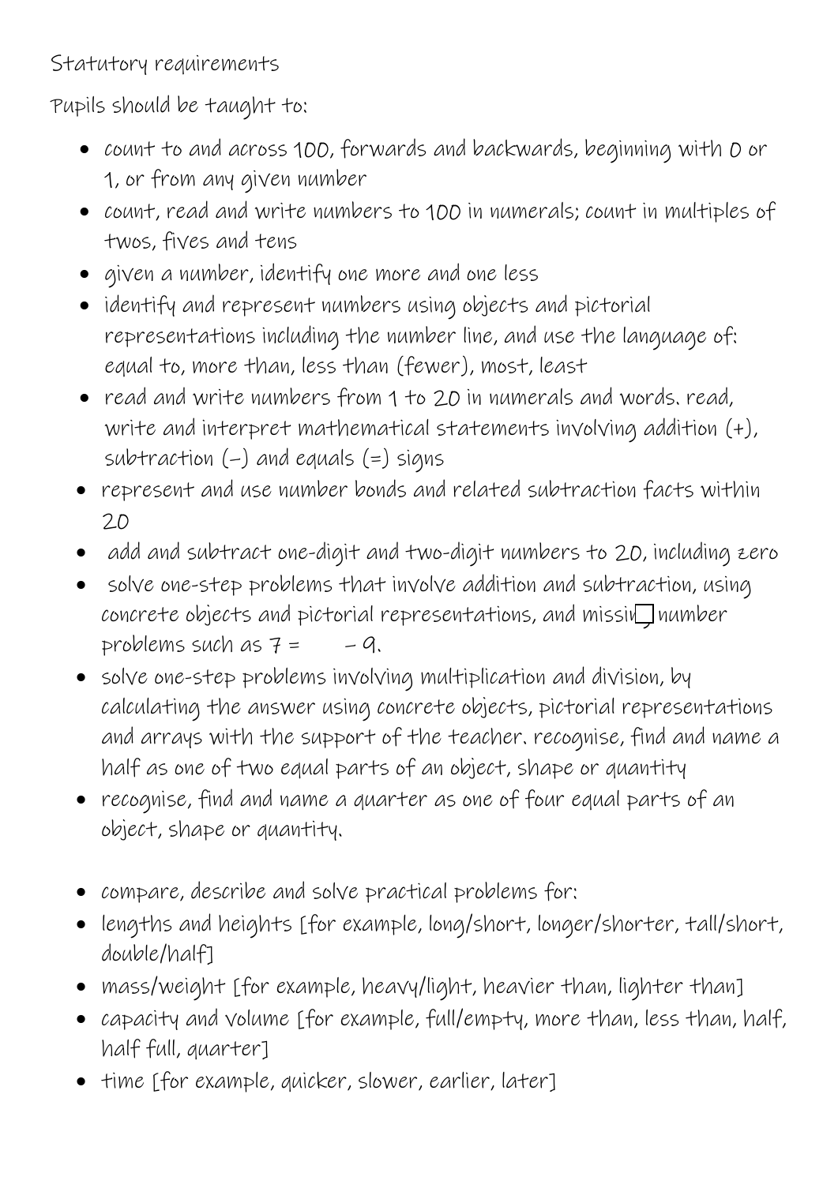Statutory requirements

Pupils should be taught to:

- count to and across 100, forwards and backwards, beginning with 0 or 1, or from any given number
- count, read and write numbers to 100 in numerals; count in multiples of twos, fives and tens
- given a number, identify one more and one less
- identify and represent numbers using objects and pictorial representations including the number line, and use the language of: equal to, more than, less than (fewer), most, least
- read and write numbers from 1 to 20 in numerals and words. read, write and interpret mathematical statements involving addition (+), subtraction (–) and equals (=) signs
- represent and use number bonds and related subtraction facts within 20
- add and subtract one-digit and two-digit numbers to 20, including zero
- solve one-step problems that involve addition and subtraction, using concrete objects and pictorial representations, and missing number problems such as 7 = ☐ – 9.
- solve one-step problems involving multiplication and division, by calculating the answer using concrete objects, pictorial representations and arrays with the support of the teacher. recognise, find and name a half as one of two equal parts of an object, shape or quantity
- recognise, find and name a quarter as one of four equal parts of an object, shape or quantity.

- compare, describe and solve practical problems for:
- lengths and heights [for example, long/short, longer/shorter, tall/short, double/half]
- mass/weight [for example, heavy/light, heavier than, lighter than]
- capacity and volume [for example, full/empty, more than, less than, half, half full, quarter]
- time [for example, quicker, slower, earlier, later]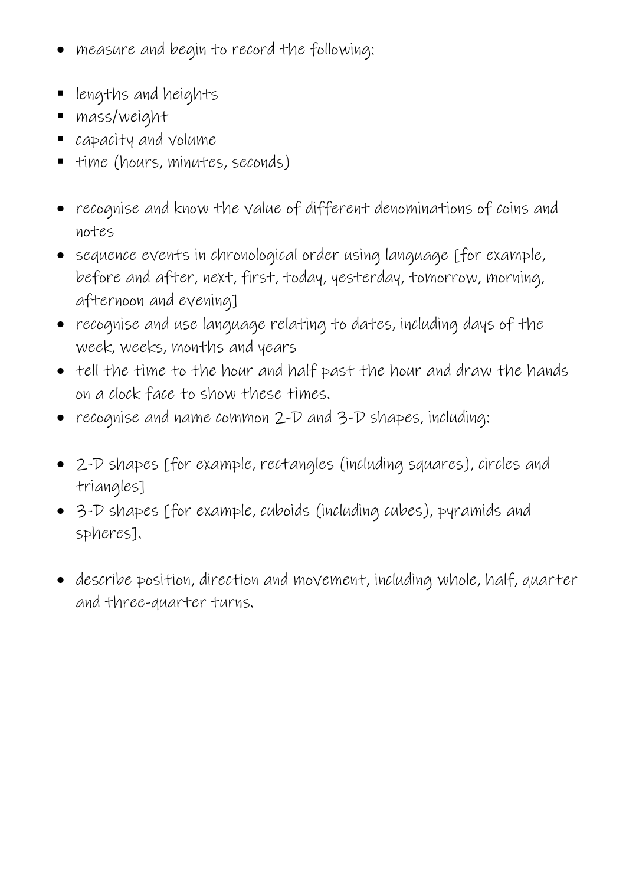- measure and begin to record the following:

  - lengths and heights
  - mass/weight
  - capacity and volume
  - time (hours, minutes, seconds)

- recognise and know the value of different denominations of coins and notes
- sequence events in chronological order using language [for example, before and after, next, first, today, yesterday, tomorrow, morning, afternoon and evening]
- recognise and use language relating to dates, including days of the week, weeks, months and years
- tell the time to the hour and half past the hour and draw the hands on a clock face to show these times.
- recognise and name common 2-D and 3-D shapes, including:

- 2-D shapes [for example, rectangles (including squares), circles and triangles]
- 3-D shapes [for example, cuboids (including cubes), pyramids and spheres].

- describe position, direction and movement, including whole, half, quarter and three-quarter turns.